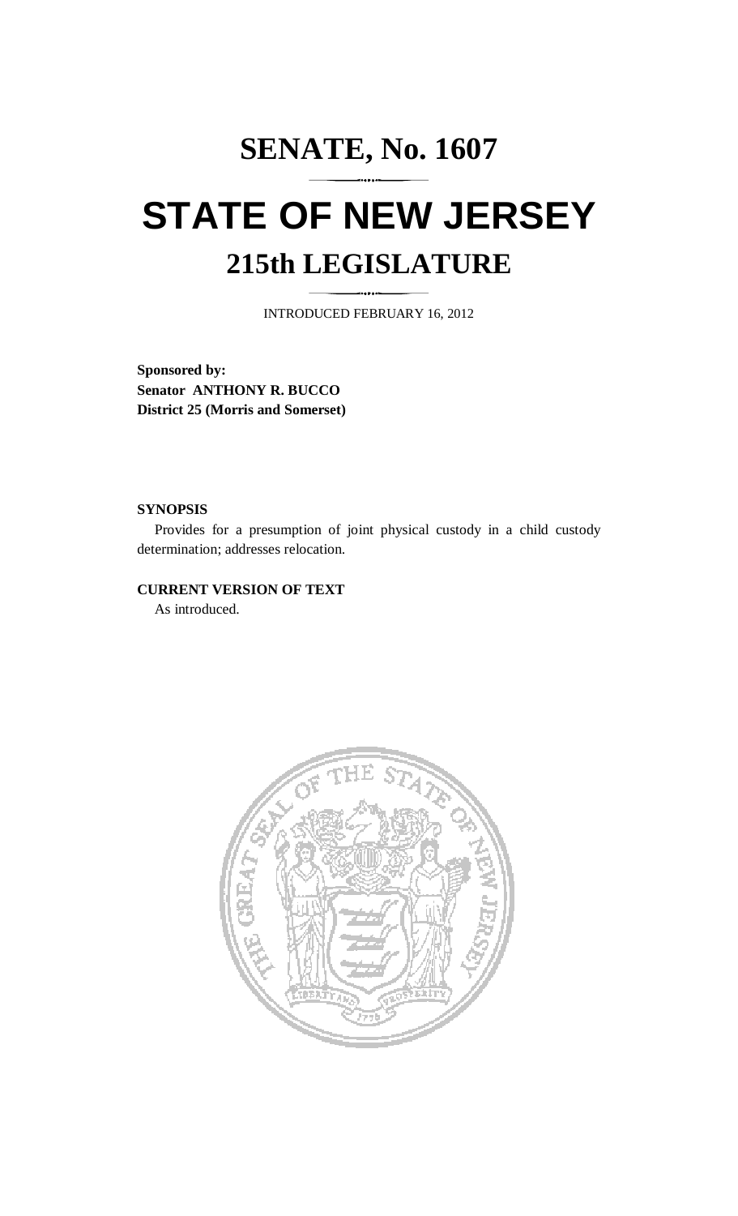# SENATE, No. 1607

# STATE OF NEW JERSEY

## 215th LEGISLATURE

INTRODUCED FEBRUARY 16, 2012

**Sponsored by:**
**Senator ANTHONY R. BUCCO**
**District 25 (Morris and Somerset)**

**SYNOPSIS**

Provides for a presumption of joint physical custody in a child custody determination; addresses relocation.

**CURRENT VERSION OF TEXT**

As introduced.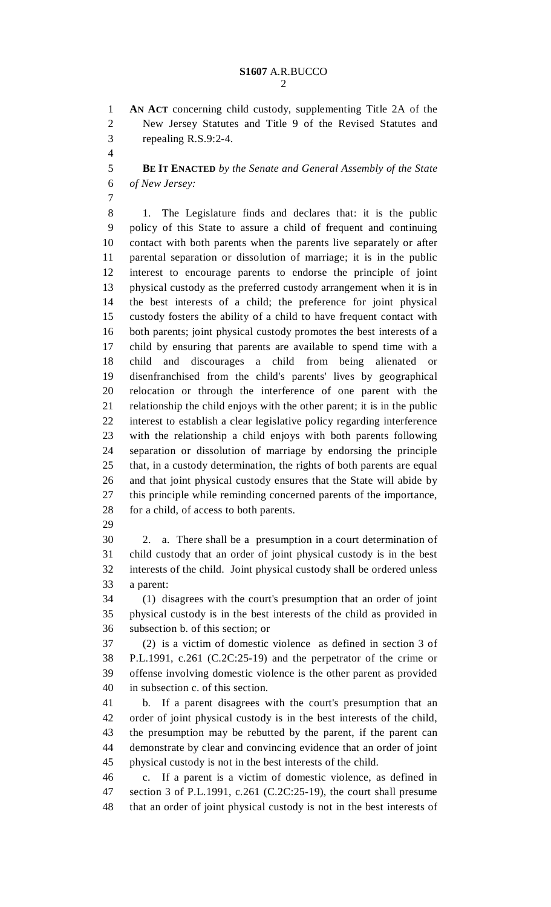**AN ACT** concerning child custody, supplementing Title 2A of the New Jersey Statutes and Title 9 of the Revised Statutes and repealing R.S.9:2-4.

**BE IT ENACTED** *by the Senate and General Assembly of the State of New Jersey:*

1. The Legislature finds and declares that: it is the public policy of this State to assure a child of frequent and continuing contact with both parents when the parents live separately or after parental separation or dissolution of marriage; it is in the public interest to encourage parents to endorse the principle of joint physical custody as the preferred custody arrangement when it is in the best interests of a child; the preference for joint physical custody fosters the ability of a child to have frequent contact with both parents; joint physical custody promotes the best interests of a child by ensuring that parents are available to spend time with a child and discourages a child from being alienated or disenfranchised from the child's parents' lives by geographical relocation or through the interference of one parent with the relationship the child enjoys with the other parent; it is in the public interest to establish a clear legislative policy regarding interference with the relationship a child enjoys with both parents following separation or dissolution of marriage by endorsing the principle that, in a custody determination, the rights of both parents are equal and that joint physical custody ensures that the State will abide by this principle while reminding concerned parents of the importance, for a child, of access to both parents.

2. a. There shall be a presumption in a court determination of child custody that an order of joint physical custody is in the best interests of the child. Joint physical custody shall be ordered unless a parent:

(1) disagrees with the court's presumption that an order of joint physical custody is in the best interests of the child as provided in subsection b. of this section; or

(2) is a victim of domestic violence as defined in section 3 of P.L.1991, c.261 (C.2C:25-19) and the perpetrator of the crime or offense involving domestic violence is the other parent as provided in subsection c. of this section.

b. If a parent disagrees with the court's presumption that an order of joint physical custody is in the best interests of the child, the presumption may be rebutted by the parent, if the parent can demonstrate by clear and convincing evidence that an order of joint physical custody is not in the best interests of the child.

c. If a parent is a victim of domestic violence, as defined in section 3 of P.L.1991, c.261 (C.2C:25-19), the court shall presume that an order of joint physical custody is not in the best interests of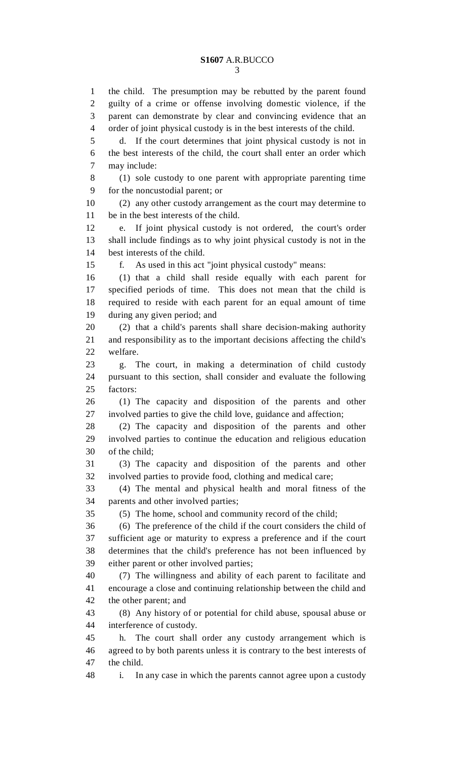the child. The presumption may be rebutted by the parent found guilty of a crime or offense involving domestic violence, if the parent can demonstrate by clear and convincing evidence that an order of joint physical custody is in the best interests of the child.

d. If the court determines that joint physical custody is not in the best interests of the child, the court shall enter an order which may include:

(1) sole custody to one parent with appropriate parenting time for the noncustodial parent; or

(2) any other custody arrangement as the court may determine to be in the best interests of the child.

e. If joint physical custody is not ordered, the court's order shall include findings as to why joint physical custody is not in the best interests of the child.

f. As used in this act "joint physical custody" means:

(1) that a child shall reside equally with each parent for specified periods of time. This does not mean that the child is required to reside with each parent for an equal amount of time during any given period; and

(2) that a child's parents shall share decision-making authority and responsibility as to the important decisions affecting the child's welfare.

g. The court, in making a determination of child custody pursuant to this section, shall consider and evaluate the following factors:

(1) The capacity and disposition of the parents and other involved parties to give the child love, guidance and affection;

(2) The capacity and disposition of the parents and other involved parties to continue the education and religious education of the child;

(3) The capacity and disposition of the parents and other involved parties to provide food, clothing and medical care;

(4) The mental and physical health and moral fitness of the parents and other involved parties;

(5) The home, school and community record of the child;

(6) The preference of the child if the court considers the child of sufficient age or maturity to express a preference and if the court determines that the child's preference has not been influenced by either parent or other involved parties;

(7) The willingness and ability of each parent to facilitate and encourage a close and continuing relationship between the child and the other parent; and

(8) Any history of or potential for child abuse, spousal abuse or interference of custody.

h. The court shall order any custody arrangement which is agreed to by both parents unless it is contrary to the best interests of the child.

i. In any case in which the parents cannot agree upon a custody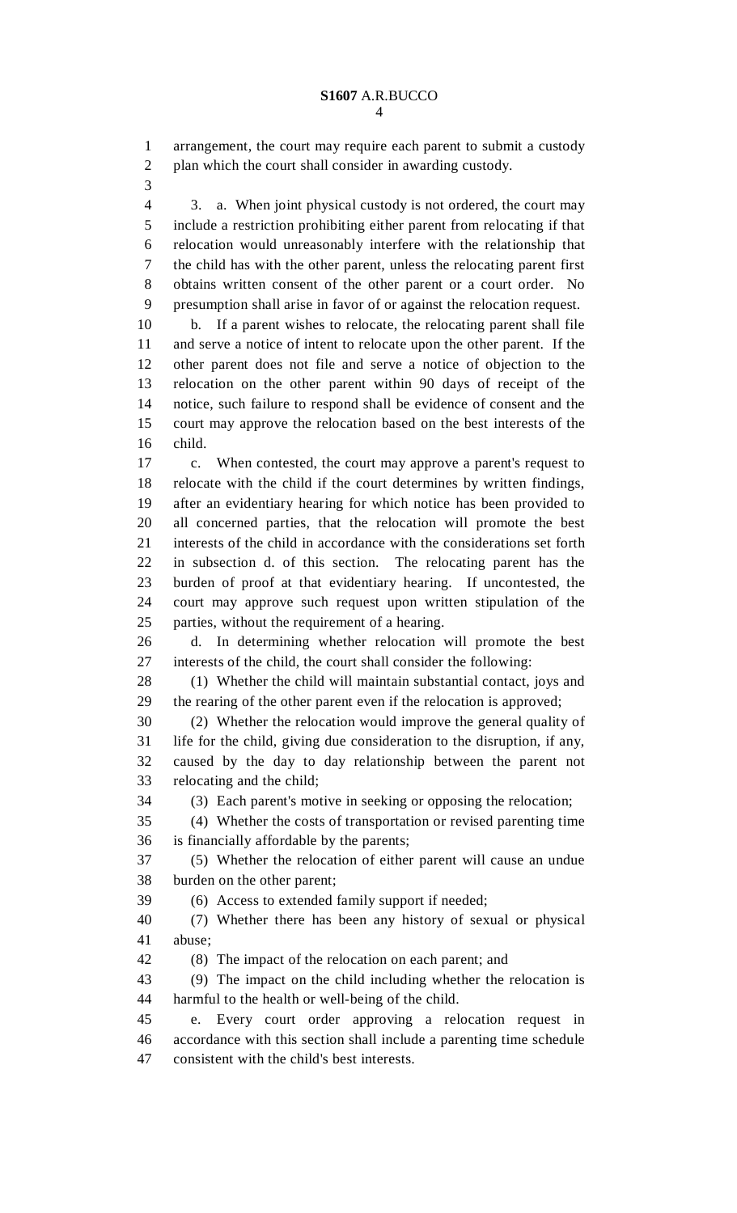arrangement, the court may require each parent to submit a custody plan which the court shall consider in awarding custody.

3. a. When joint physical custody is not ordered, the court may include a restriction prohibiting either parent from relocating if that relocation would unreasonably interfere with the relationship that the child has with the other parent, unless the relocating parent first obtains written consent of the other parent or a court order. No presumption shall arise in favor of or against the relocation request.

b. If a parent wishes to relocate, the relocating parent shall file and serve a notice of intent to relocate upon the other parent. If the other parent does not file and serve a notice of objection to the relocation on the other parent within 90 days of receipt of the notice, such failure to respond shall be evidence of consent and the court may approve the relocation based on the best interests of the child.

c. When contested, the court may approve a parent's request to relocate with the child if the court determines by written findings, after an evidentiary hearing for which notice has been provided to all concerned parties, that the relocation will promote the best interests of the child in accordance with the considerations set forth in subsection d. of this section. The relocating parent has the burden of proof at that evidentiary hearing. If uncontested, the court may approve such request upon written stipulation of the parties, without the requirement of a hearing.

d. In determining whether relocation will promote the best interests of the child, the court shall consider the following:

(1) Whether the child will maintain substantial contact, joys and the rearing of the other parent even if the relocation is approved;

(2) Whether the relocation would improve the general quality of life for the child, giving due consideration to the disruption, if any, caused by the day to day relationship between the parent not relocating and the child;

(3) Each parent's motive in seeking or opposing the relocation;

(4) Whether the costs of transportation or revised parenting time is financially affordable by the parents;

(5) Whether the relocation of either parent will cause an undue burden on the other parent;

(6) Access to extended family support if needed;

(7) Whether there has been any history of sexual or physical abuse;

(8) The impact of the relocation on each parent; and

(9) The impact on the child including whether the relocation is harmful to the health or well-being of the child.

e. Every court order approving a relocation request in accordance with this section shall include a parenting time schedule consistent with the child's best interests.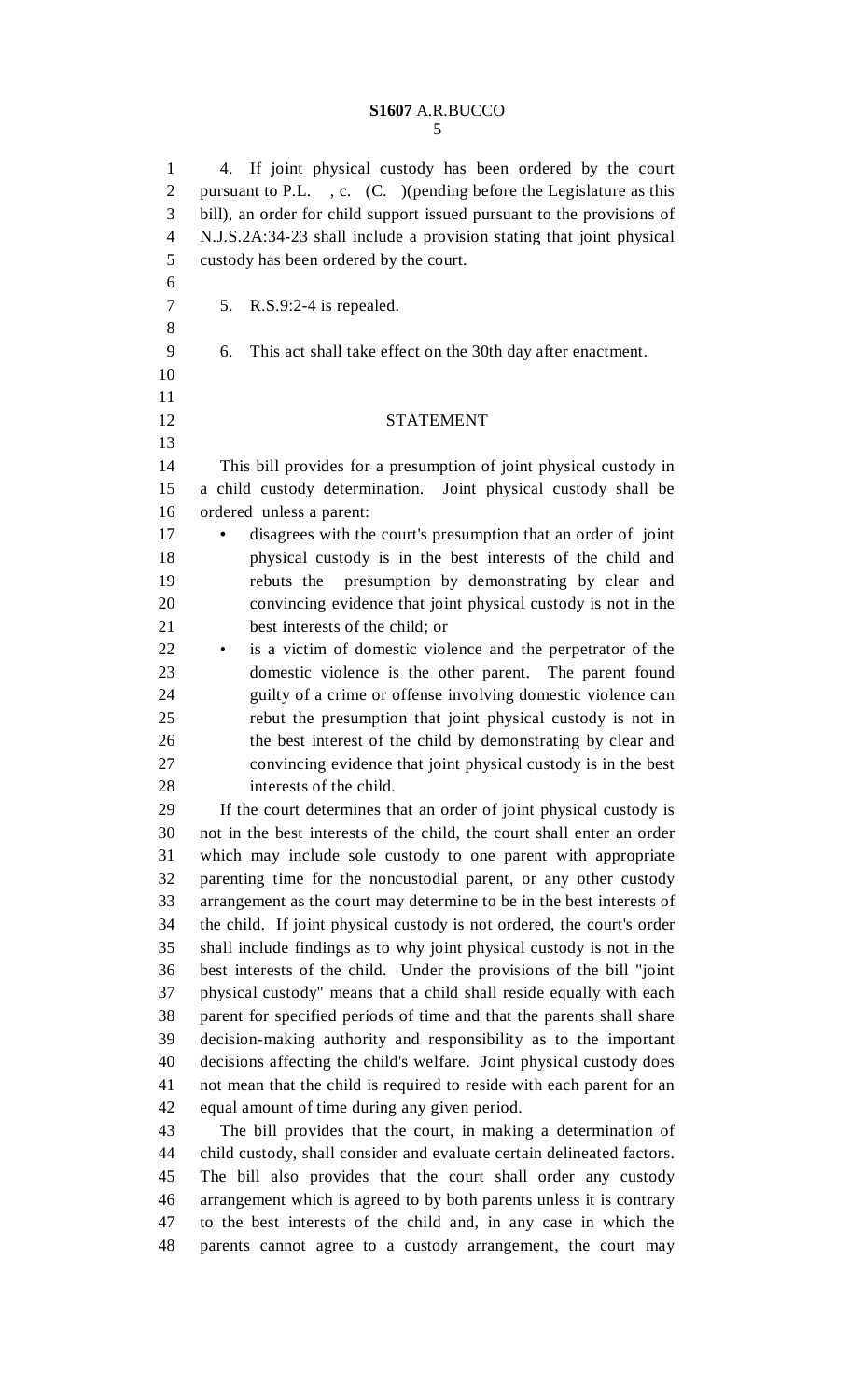4. If joint physical custody has been ordered by the court pursuant to P.L. , c. (C. )(pending before the Legislature as this bill), an order for child support issued pursuant to the provisions of N.J.S.2A:34-23 shall include a provision stating that joint physical custody has been ordered by the court.

5. R.S.9:2-4 is repealed.

6. This act shall take effect on the 30th day after enactment.

## STATEMENT

This bill provides for a presumption of joint physical custody in a child custody determination. Joint physical custody shall be ordered unless a parent:

- disagrees with the court's presumption that an order of joint physical custody is in the best interests of the child and rebuts the presumption by demonstrating by clear and convincing evidence that joint physical custody is not in the best interests of the child; or
- is a victim of domestic violence and the perpetrator of the domestic violence is the other parent. The parent found guilty of a crime or offense involving domestic violence can rebut the presumption that joint physical custody is not in the best interest of the child by demonstrating by clear and convincing evidence that joint physical custody is in the best interests of the child.

If the court determines that an order of joint physical custody is not in the best interests of the child, the court shall enter an order which may include sole custody to one parent with appropriate parenting time for the noncustodial parent, or any other custody arrangement as the court may determine to be in the best interests of the child. If joint physical custody is not ordered, the court's order shall include findings as to why joint physical custody is not in the best interests of the child. Under the provisions of the bill "joint physical custody" means that a child shall reside equally with each parent for specified periods of time and that the parents shall share decision-making authority and responsibility as to the important decisions affecting the child's welfare. Joint physical custody does not mean that the child is required to reside with each parent for an equal amount of time during any given period.

The bill provides that the court, in making a determination of child custody, shall consider and evaluate certain delineated factors. The bill also provides that the court shall order any custody arrangement which is agreed to by both parents unless it is contrary to the best interests of the child and, in any case in which the parents cannot agree to a custody arrangement, the court may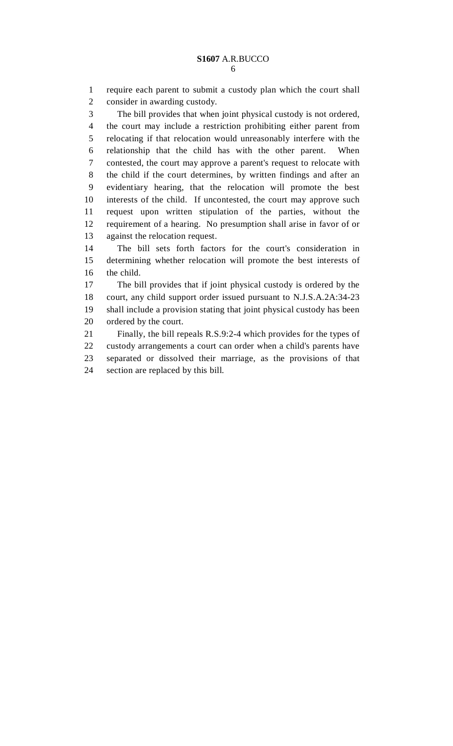require each parent to submit a custody plan which the court shall consider in awarding custody.

The bill provides that when joint physical custody is not ordered, the court may include a restriction prohibiting either parent from relocating if that relocation would unreasonably interfere with the relationship that the child has with the other parent. When contested, the court may approve a parent's request to relocate with the child if the court determines, by written findings and after an evidentiary hearing, that the relocation will promote the best interests of the child. If uncontested, the court may approve such request upon written stipulation of the parties, without the requirement of a hearing. No presumption shall arise in favor of or against the relocation request.

The bill sets forth factors for the court's consideration in determining whether relocation will promote the best interests of the child.

The bill provides that if joint physical custody is ordered by the court, any child support order issued pursuant to N.J.S.A.2A:34-23 shall include a provision stating that joint physical custody has been ordered by the court.

Finally, the bill repeals R.S.9:2-4 which provides for the types of custody arrangements a court can order when a child's parents have separated or dissolved their marriage, as the provisions of that section are replaced by this bill.